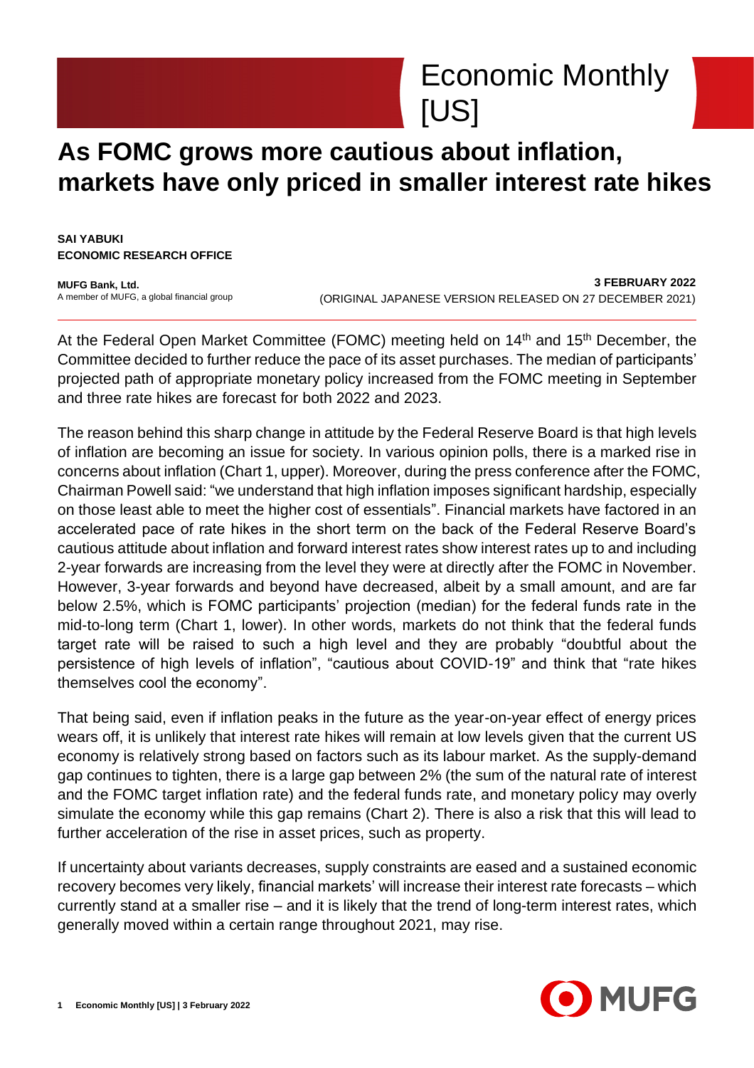# Economic Monthly [US]

# As FOMC grows more cautious about inflation, markets have only priced in smaller interest rate hikes

**SAI YABUKI**
**ECONOMIC RESEARCH OFFICE**

**MUFG Bank, Ltd.**
A member of MUFG, a global financial group

**3 FEBRUARY 2022**
(ORIGINAL JAPANESE VERSION RELEASED ON 27 DECEMBER 2021)

---

At the Federal Open Market Committee (FOMC) meeting held on 14th and 15th December, the Committee decided to further reduce the pace of its asset purchases. The median of participants' projected path of appropriate monetary policy increased from the FOMC meeting in September and three rate hikes are forecast for both 2022 and 2023.

The reason behind this sharp change in attitude by the Federal Reserve Board is that high levels of inflation are becoming an issue for society. In various opinion polls, there is a marked rise in concerns about inflation (Chart 1, upper). Moreover, during the press conference after the FOMC, Chairman Powell said: "we understand that high inflation imposes significant hardship, especially on those least able to meet the higher cost of essentials". Financial markets have factored in an accelerated pace of rate hikes in the short term on the back of the Federal Reserve Board's cautious attitude about inflation and forward interest rates show interest rates up to and including 2-year forwards are increasing from the level they were at directly after the FOMC in November. However, 3-year forwards and beyond have decreased, albeit by a small amount, and are far below 2.5%, which is FOMC participants' projection (median) for the federal funds rate in the mid-to-long term (Chart 1, lower). In other words, markets do not think that the federal funds target rate will be raised to such a high level and they are probably "doubtful about the persistence of high levels of inflation", "cautious about COVID-19" and think that "rate hikes themselves cool the economy".

That being said, even if inflation peaks in the future as the year-on-year effect of energy prices wears off, it is unlikely that interest rate hikes will remain at low levels given that the current US economy is relatively strong based on factors such as its labour market. As the supply-demand gap continues to tighten, there is a large gap between 2% (the sum of the natural rate of interest and the FOMC target inflation rate) and the federal funds rate, and monetary policy may overly simulate the economy while this gap remains (Chart 2). There is also a risk that this will lead to further acceleration of the rise in asset prices, such as property.

If uncertainty about variants decreases, supply constraints are eased and a sustained economic recovery becomes very likely, financial markets' will increase their interest rate forecasts – which currently stand at a smaller rise – and it is likely that the trend of long-term interest rates, which generally moved within a certain range throughout 2021, may rise.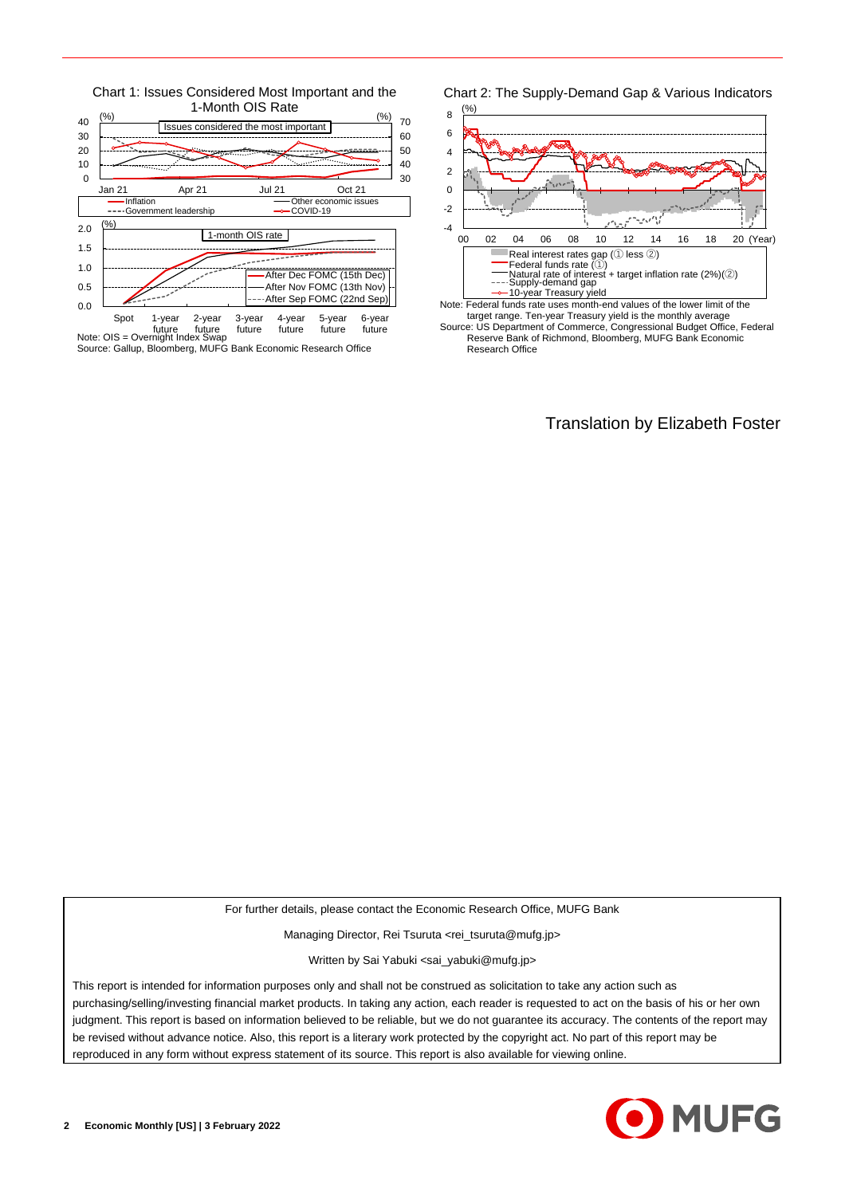Chart 1: Issues Considered Most Important and the 1-Month OIS Rate

(%)
40
30
20
10
0

(%)
70
60
50
40
30

Issues considered the most important

Jan 21
Apr 21
Jul 21
Oct 21

Inflation
Government leadership
Other economic issues
COVID-19

(%)
2.0
1.5
1.0
0.5
0.0

1-month OIS rate

After Dec FOMC (15th Dec)
After Nov FOMC (13th Nov)
After Sep FOMC (22nd Sep)

Spot
1-year future
2-year future
3-year future
4-year future
5-year future
6-year future

Note: OIS = Overnight Index Swap
Source: Gallup, Bloomberg, MUFG Bank Economic Research Office

Chart 2: The Supply-Demand Gap & Various Indicators

(%)
8
6
4
2
0
-2
-4

00
02
04
06
08
10
12
14
16
18
20 (Year)

Real interest rates gap (① less ②)
Federal funds rate (①)
Natural rate of interest + target inflation rate (2%)(②)
Supply-demand gap
10-year Treasury yield

Note: Federal funds rate uses month-end values of the lower limit of the target range. Ten-year Treasury yield is the monthly average
Source: US Department of Commerce, Congressional Budget Office, Federal Reserve Bank of Richmond, Bloomberg, MUFG Bank Economic Research Office

Translation by Elizabeth Foster

For further details, please contact the Economic Research Office, MUFG Bank

Managing Director, Rei Tsuruta <rei_tsuruta@mufg.jp>

Written by Sai Yabuki <sai_yabuki@mufg.jp>

This report is intended for information purposes only and shall not be construed as solicitation to take any action such as purchasing/selling/investing financial market products. In taking any action, each reader is requested to act on the basis of his or her own judgment. This report is based on information believed to be reliable, but we do not guarantee its accuracy. The contents of the report may be revised without advance notice. Also, this report is a literary work protected by the copyright act. No part of this report may be reproduced in any form without express statement of its source. This report is also available for viewing online.